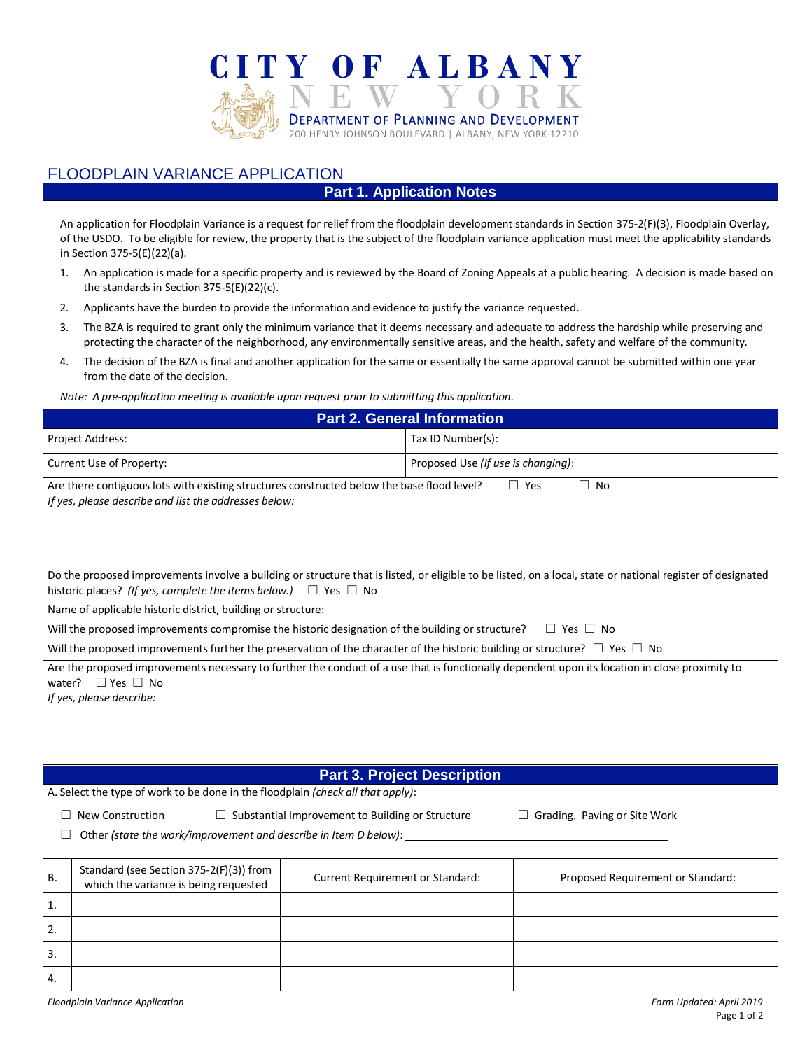# CITY OF ALBANY

NEW YORK

DEPARTMENT OF PLANNING AND DEVELOPMENT

200 HENRY JOHNSON BOULEVARD | ALBANY, NEW YORK 12210

## FLOODPLAIN VARIANCE APPLICATION

### Part 1. Application Notes

An application for Floodplain Variance is a request for relief from the floodplain development standards in Section 375-2(F)(3), Floodplain Overlay, of the USDO. To be eligible for review, the property that is the subject of the floodplain variance application must meet the applicability standards in Section 375-5(E)(22)(a).

1. An application is made for a specific property and is reviewed by the Board of Zoning Appeals at a public hearing. A decision is made based on the standards in Section 375-5(E)(22)(c).
2. Applicants have the burden to provide the information and evidence to justify the variance requested.
3. The BZA is required to grant only the minimum variance that it deems necessary and adequate to address the hardship while preserving and protecting the character of the neighborhood, any environmentally sensitive areas, and the health, safety and welfare of the community.
4. The decision of the BZA is final and another application for the same or essentially the same approval cannot be submitted within one year from the date of the decision.

*Note: A pre-application meeting is available upon request prior to submitting this application.*

### Part 2. General Information

| Project Address: | Tax ID Number(s): |
|---|---|
| Current Use of Property: | Proposed Use *(If use is changing)*: |

Are there contiguous lots with existing structures constructed below the base flood level? ☐ Yes ☐ No
*If yes, please describe and list the addresses below:*

Do the proposed improvements involve a building or structure that is listed, or eligible to be listed, on a local, state or national register of designated historic places? *(If yes, complete the items below.)* ☐ Yes ☐ No

Name of applicable historic district, building or structure:

Will the proposed improvements compromise the historic designation of the building or structure? ☐ Yes ☐ No

Will the proposed improvements further the preservation of the character of the historic building or structure? ☐ Yes ☐ No

Are the proposed improvements necessary to further the conduct of a use that is functionally dependent upon its location in close proximity to water? ☐ Yes ☐ No
*If yes, please describe:*

### Part 3. Project Description

A. Select the type of work to be done in the floodplain *(check all that apply)*:

☐ New Construction ☐ Substantial Improvement to Building or Structure ☐ Grading, Paving or Site Work

☐ Other *(state the work/improvement and describe in Item D below)*: \_\_\_\_\_\_\_\_\_\_\_\_\_\_\_\_\_\_\_\_

| B. | Standard (see Section 375-2(F)(3)) from which the variance is being requested | Current Requirement or Standard: | Proposed Requirement or Standard: |
|---|---|---|---|
| 1. | | | |
| 2. | | | |
| 3. | | | |
| 4. | | | |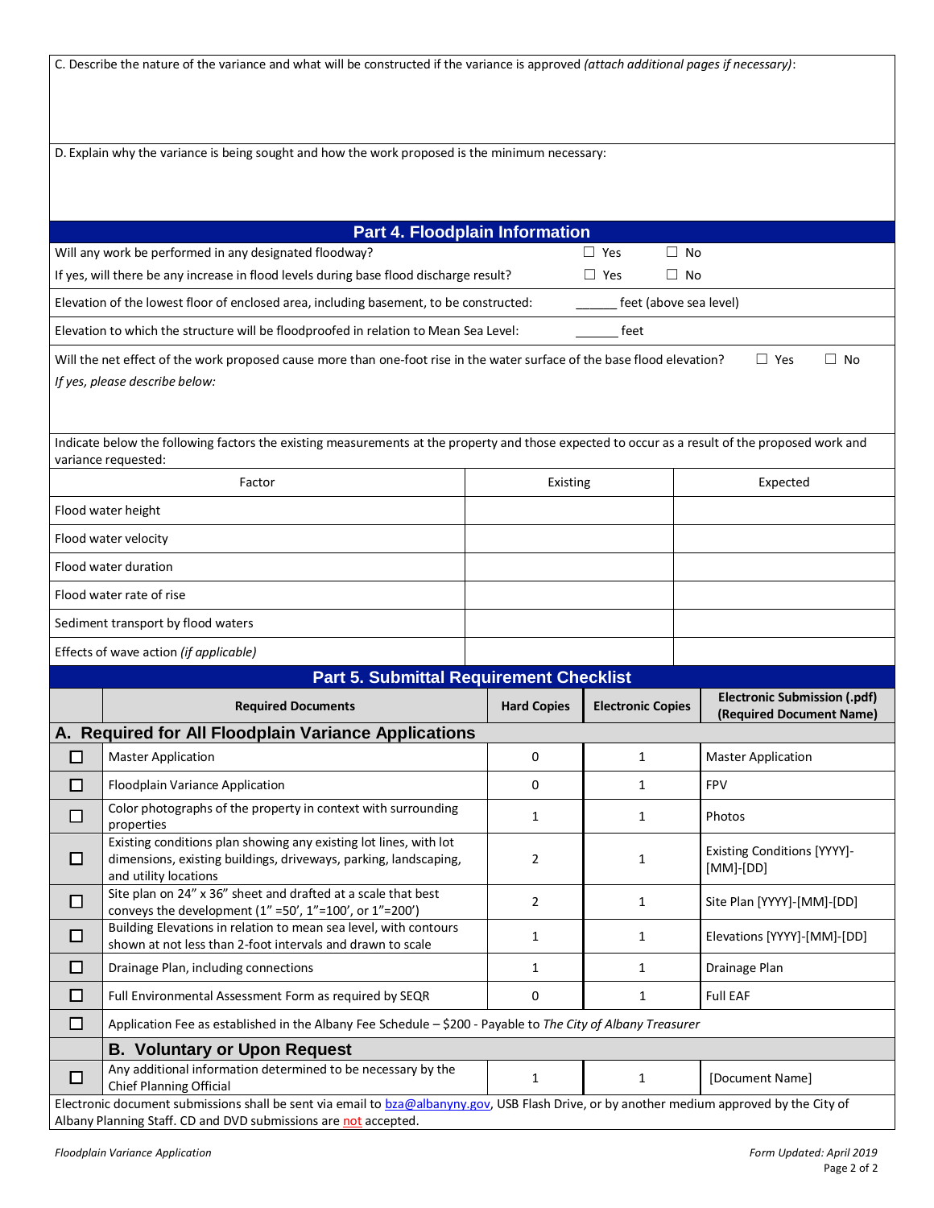C. Describe the nature of the variance and what will be constructed if the variance is approved *(attach additional pages if necessary)*:

D. Explain why the variance is being sought and how the work proposed is the minimum necessary:

## Part 4. Floodplain Information

Will any work be performed in any designated floodway? ☐ Yes ☐ No

If yes, will there be any increase in flood levels during base flood discharge result? ☐ Yes ☐ No

Elevation of the lowest floor of enclosed area, including basement, to be constructed: ______ feet (above sea level)

Elevation to which the structure will be floodproofed in relation to Mean Sea Level: ______ feet

Will the net effect of the work proposed cause more than one-foot rise in the water surface of the base flood elevation? ☐ Yes ☐ No

*If yes, please describe below:*

Indicate below the following factors the existing measurements at the property and those expected to occur as a result of the proposed work and variance requested:

| Factor | Existing | Expected |
|---|---|---|
| Flood water height | | |
| Flood water velocity | | |
| Flood water duration | | |
| Flood water rate of rise | | |
| Sediment transport by flood waters | | |
| Effects of wave action *(if applicable)* | | |

## Part 5. Submittal Requirement Checklist

| | Required Documents | Hard Copies | Electronic Copies | Electronic Submission (.pdf) (Required Document Name) |
|---|---|---|---|---|
| **A. Required for All Floodplain Variance Applications** | | | | |
| ☐ | Master Application | 0 | 1 | Master Application |
| ☐ | Floodplain Variance Application | 0 | 1 | FPV |
| ☐ | Color photographs of the property in context with surrounding properties | 1 | 1 | Photos |
| ☐ | Existing conditions plan showing any existing lot lines, with lot dimensions, existing buildings, driveways, parking, landscaping, and utility locations | 2 | 1 | Existing Conditions [YYYY]-[MM]-[DD] |
| ☐ | Site plan on 24" x 36" sheet and drafted at a scale that best conveys the development (1" =50', 1"=100', or 1"=200') | 2 | 1 | Site Plan [YYYY]-[MM]-[DD] |
| ☐ | Building Elevations in relation to mean sea level, with contours shown at not less than 2-foot intervals and drawn to scale | 1 | 1 | Elevations [YYYY]-[MM]-[DD] |
| ☐ | Drainage Plan, including connections | 1 | 1 | Drainage Plan |
| ☐ | Full Environmental Assessment Form as required by SEQR | 0 | 1 | Full EAF |
| ☐ | Application Fee as established in the Albany Fee Schedule – $200 - Payable to *The City of Albany Treasurer* | | | |
| | **B. Voluntary or Upon Request** | | | |
| ☐ | Any additional information determined to be necessary by the Chief Planning Official | 1 | 1 | [Document Name] |

Electronic document submissions shall be sent via email to bza@albanyny.gov, USB Flash Drive, or by another medium approved by the City of Albany Planning Staff. CD and DVD submissions are not accepted.

*Floodplain Variance Application* *Form Updated: April 2019*